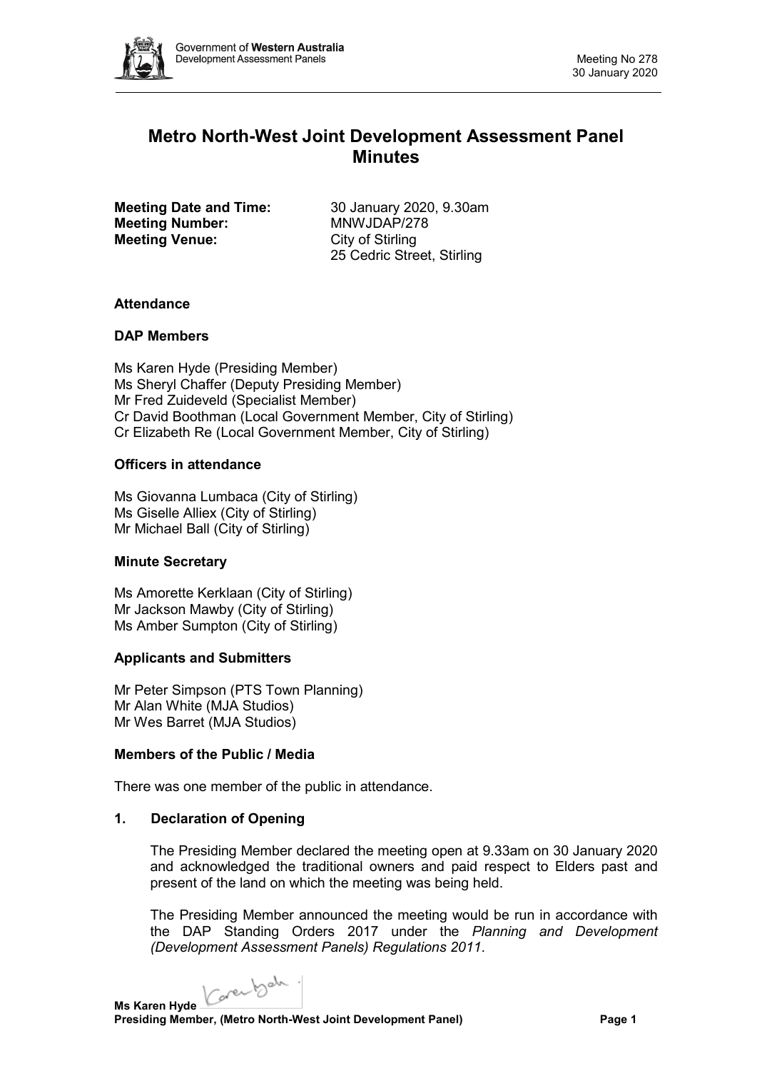# Metro North-West Joint Development Assessment Panel Minutes

**Meeting Date and Time:** 30 January 2020, 9.30am
**Meeting Number:** MNWJDAP/278
**Meeting Venue:** City of Stirling
25 Cedric Street, Stirling

### Attendance

### DAP Members

Ms Karen Hyde (Presiding Member)
Ms Sheryl Chaffer (Deputy Presiding Member)
Mr Fred Zuideveld (Specialist Member)
Cr David Boothman (Local Government Member, City of Stirling)
Cr Elizabeth Re (Local Government Member, City of Stirling)

### Officers in attendance

Ms Giovanna Lumbaca (City of Stirling)
Ms Giselle Alliex (City of Stirling)
Mr Michael Ball (City of Stirling)

### Minute Secretary

Ms Amorette Kerklaan (City of Stirling)
Mr Jackson Mawby (City of Stirling)
Ms Amber Sumpton (City of Stirling)

### Applicants and Submitters

Mr Peter Simpson (PTS Town Planning)
Mr Alan White (MJA Studios)
Mr Wes Barret (MJA Studios)

### Members of the Public / Media

There was one member of the public in attendance.

### 1. Declaration of Opening

The Presiding Member declared the meeting open at 9.33am on 30 January 2020 and acknowledged the traditional owners and paid respect to Elders past and present of the land on which the meeting was being held.

The Presiding Member announced the meeting would be run in accordance with the DAP Standing Orders 2017 under the *Planning and Development (Development Assessment Panels) Regulations 2011*.

**Ms Karen Hyde**
**Presiding Member, (Metro North-West Joint Development Panel)**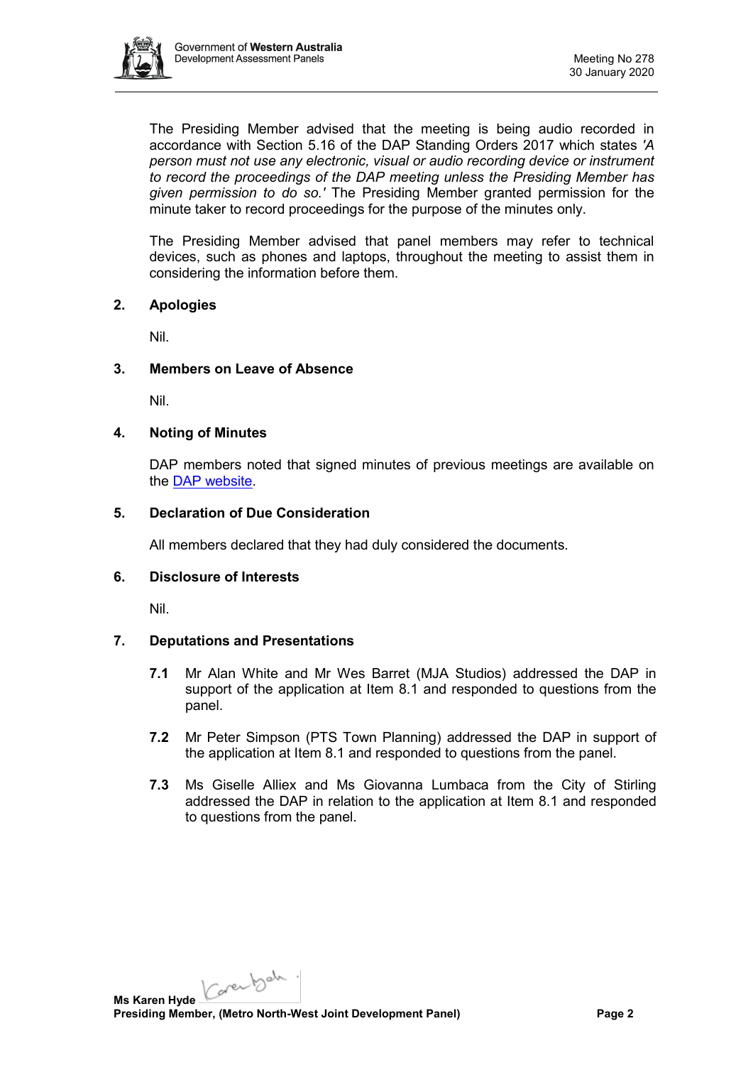The Presiding Member advised that the meeting is being audio recorded in accordance with Section 5.16 of the DAP Standing Orders 2017 which states *'A person must not use any electronic, visual or audio recording device or instrument to record the proceedings of the DAP meeting unless the Presiding Member has given permission to do so.'* The Presiding Member granted permission for the minute taker to record proceedings for the purpose of the minutes only.

The Presiding Member advised that panel members may refer to technical devices, such as phones and laptops, throughout the meeting to assist them in considering the information before them.

## 2. Apologies

Nil.

## 3. Members on Leave of Absence

Nil.

## 4. Noting of Minutes

DAP members noted that signed minutes of previous meetings are available on the DAP website.

## 5. Declaration of Due Consideration

All members declared that they had duly considered the documents.

## 6. Disclosure of Interests

Nil.

## 7. Deputations and Presentations

**7.1** Mr Alan White and Mr Wes Barret (MJA Studios) addressed the DAP in support of the application at Item 8.1 and responded to questions from the panel.

**7.2** Mr Peter Simpson (PTS Town Planning) addressed the DAP in support of the application at Item 8.1 and responded to questions from the panel.

**7.3** Ms Giselle Alliex and Ms Giovanna Lumbaca from the City of Stirling addressed the DAP in relation to the application at Item 8.1 and responded to questions from the panel.

**Ms Karen Hyde**
**Presiding Member, (Metro North-West Joint Development Panel)**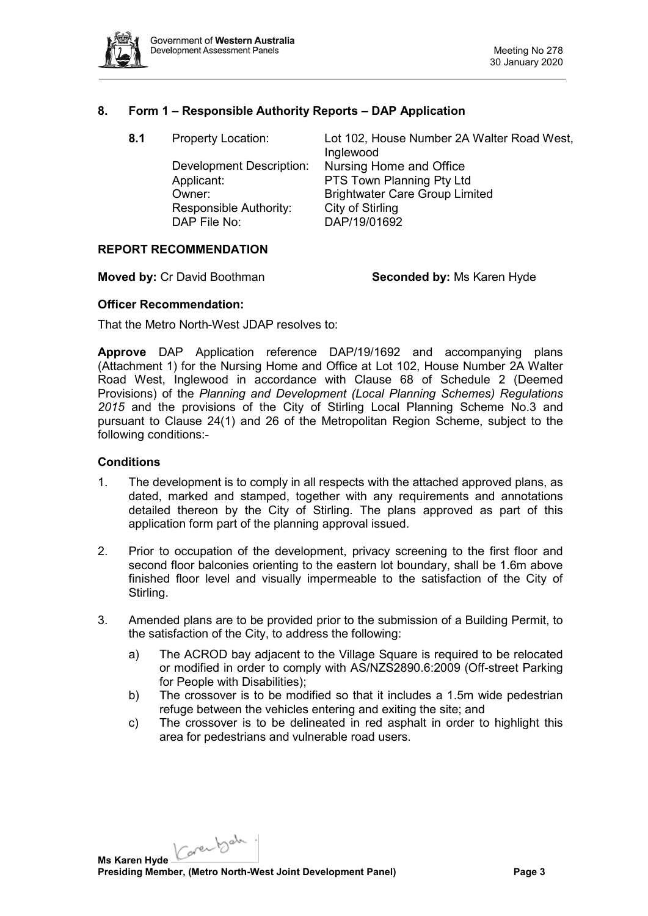## 8. Form 1 – Responsible Authority Reports – DAP Application

**8.1** Property Location: Lot 102, House Number 2A Walter Road West, Inglewood
Development Description: Nursing Home and Office
Applicant: PTS Town Planning Pty Ltd
Owner: Brightwater Care Group Limited
Responsible Authority: City of Stirling
DAP File No: DAP/19/01692

### REPORT RECOMMENDATION

**Moved by:** Cr David Boothman **Seconded by:** Ms Karen Hyde

**Officer Recommendation:**

That the Metro North-West JDAP resolves to:

**Approve** DAP Application reference DAP/19/1692 and accompanying plans (Attachment 1) for the Nursing Home and Office at Lot 102, House Number 2A Walter Road West, Inglewood in accordance with Clause 68 of Schedule 2 (Deemed Provisions) of the *Planning and Development (Local Planning Schemes) Regulations 2015* and the provisions of the City of Stirling Local Planning Scheme No.3 and pursuant to Clause 24(1) and 26 of the Metropolitan Region Scheme, subject to the following conditions:-

### Conditions

1. The development is to comply in all respects with the attached approved plans, as dated, marked and stamped, together with any requirements and annotations detailed thereon by the City of Stirling. The plans approved as part of this application form part of the planning approval issued.

2. Prior to occupation of the development, privacy screening to the first floor and second floor balconies orienting to the eastern lot boundary, shall be 1.6m above finished floor level and visually impermeable to the satisfaction of the City of Stirling.

3. Amended plans are to be provided prior to the submission of a Building Permit, to the satisfaction of the City, to address the following:
   a) The ACROD bay adjacent to the Village Square is required to be relocated or modified in order to comply with AS/NZS2890.6:2009 (Off-street Parking for People with Disabilities);
   b) The crossover is to be modified so that it includes a 1.5m wide pedestrian refuge between the vehicles entering and exiting the site; and
   c) The crossover is to be delineated in red asphalt in order to highlight this area for pedestrians and vulnerable road users.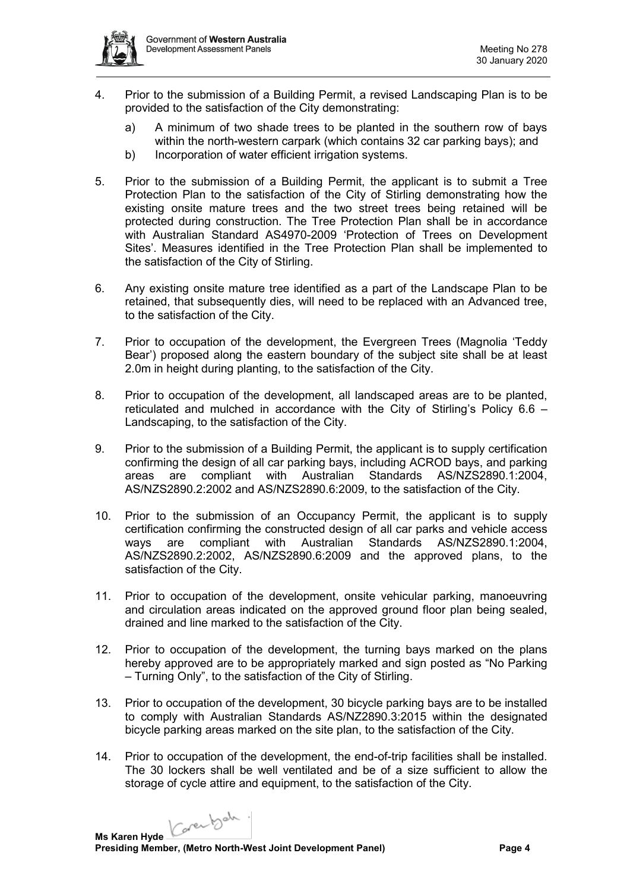4. Prior to the submission of a Building Permit, a revised Landscaping Plan is to be provided to the satisfaction of the City demonstrating:

   a) A minimum of two shade trees to be planted in the southern row of bays within the north-western carpark (which contains 32 car parking bays); and

   b) Incorporation of water efficient irrigation systems.

5. Prior to the submission of a Building Permit, the applicant is to submit a Tree Protection Plan to the satisfaction of the City of Stirling demonstrating how the existing onsite mature trees and the two street trees being retained will be protected during construction. The Tree Protection Plan shall be in accordance with Australian Standard AS4970-2009 'Protection of Trees on Development Sites'. Measures identified in the Tree Protection Plan shall be implemented to the satisfaction of the City of Stirling.

6. Any existing onsite mature tree identified as a part of the Landscape Plan to be retained, that subsequently dies, will need to be replaced with an Advanced tree, to the satisfaction of the City.

7. Prior to occupation of the development, the Evergreen Trees (Magnolia 'Teddy Bear') proposed along the eastern boundary of the subject site shall be at least 2.0m in height during planting, to the satisfaction of the City.

8. Prior to occupation of the development, all landscaped areas are to be planted, reticulated and mulched in accordance with the City of Stirling's Policy 6.6 – Landscaping, to the satisfaction of the City.

9. Prior to the submission of a Building Permit, the applicant is to supply certification confirming the design of all car parking bays, including ACROD bays, and parking areas are compliant with Australian Standards AS/NZS2890.1:2004, AS/NZS2890.2:2002 and AS/NZS2890.6:2009, to the satisfaction of the City.

10. Prior to the submission of an Occupancy Permit, the applicant is to supply certification confirming the constructed design of all car parks and vehicle access ways are compliant with Australian Standards AS/NZS2890.1:2004, AS/NZS2890.2:2002, AS/NZS2890.6:2009 and the approved plans, to the satisfaction of the City.

11. Prior to occupation of the development, onsite vehicular parking, manoeuvring and circulation areas indicated on the approved ground floor plan being sealed, drained and line marked to the satisfaction of the City.

12. Prior to occupation of the development, the turning bays marked on the plans hereby approved are to be appropriately marked and sign posted as "No Parking – Turning Only", to the satisfaction of the City of Stirling.

13. Prior to occupation of the development, 30 bicycle parking bays are to be installed to comply with Australian Standards AS/NZ2890.3:2015 within the designated bicycle parking areas marked on the site plan, to the satisfaction of the City.

14. Prior to occupation of the development, the end-of-trip facilities shall be installed. The 30 lockers shall be well ventilated and be of a size sufficient to allow the storage of cycle attire and equipment, to the satisfaction of the City.

**Ms Karen Hyde**
**Presiding Member, (Metro North-West Joint Development Panel)**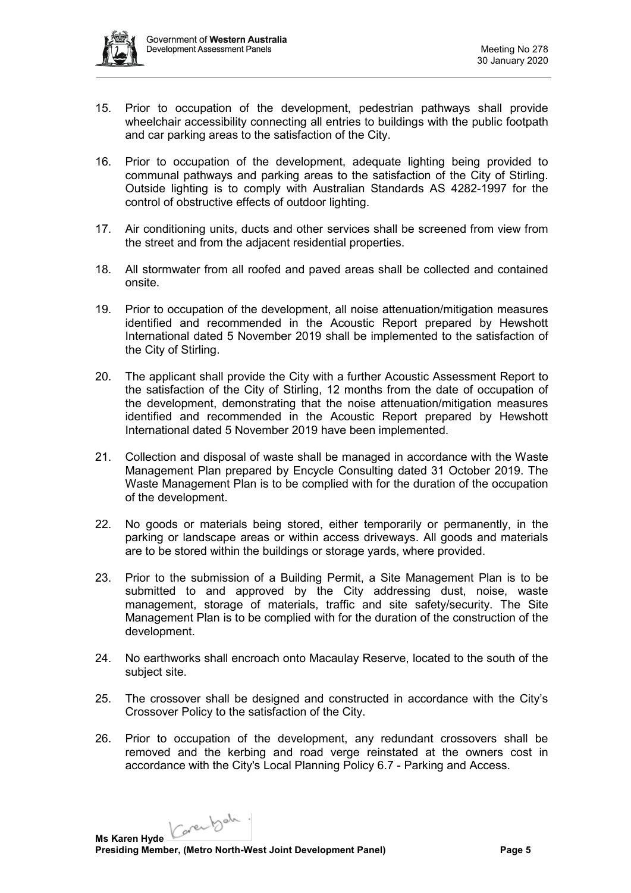15. Prior to occupation of the development, pedestrian pathways shall provide wheelchair accessibility connecting all entries to buildings with the public footpath and car parking areas to the satisfaction of the City.

16. Prior to occupation of the development, adequate lighting being provided to communal pathways and parking areas to the satisfaction of the City of Stirling. Outside lighting is to comply with Australian Standards AS 4282-1997 for the control of obstructive effects of outdoor lighting.

17. Air conditioning units, ducts and other services shall be screened from view from the street and from the adjacent residential properties.

18. All stormwater from all roofed and paved areas shall be collected and contained onsite.

19. Prior to occupation of the development, all noise attenuation/mitigation measures identified and recommended in the Acoustic Report prepared by Hewshott International dated 5 November 2019 shall be implemented to the satisfaction of the City of Stirling.

20. The applicant shall provide the City with a further Acoustic Assessment Report to the satisfaction of the City of Stirling, 12 months from the date of occupation of the development, demonstrating that the noise attenuation/mitigation measures identified and recommended in the Acoustic Report prepared by Hewshott International dated 5 November 2019 have been implemented.

21. Collection and disposal of waste shall be managed in accordance with the Waste Management Plan prepared by Encycle Consulting dated 31 October 2019. The Waste Management Plan is to be complied with for the duration of the occupation of the development.

22. No goods or materials being stored, either temporarily or permanently, in the parking or landscape areas or within access driveways. All goods and materials are to be stored within the buildings or storage yards, where provided.

23. Prior to the submission of a Building Permit, a Site Management Plan is to be submitted to and approved by the City addressing dust, noise, waste management, storage of materials, traffic and site safety/security. The Site Management Plan is to be complied with for the duration of the construction of the development.

24. No earthworks shall encroach onto Macaulay Reserve, located to the south of the subject site.

25. The crossover shall be designed and constructed in accordance with the City's Crossover Policy to the satisfaction of the City.

26. Prior to occupation of the development, any redundant crossovers shall be removed and the kerbing and road verge reinstated at the owners cost in accordance with the City's Local Planning Policy 6.7 - Parking and Access.

**Ms Karen Hyde**
**Presiding Member, (Metro North-West Joint Development Panel)**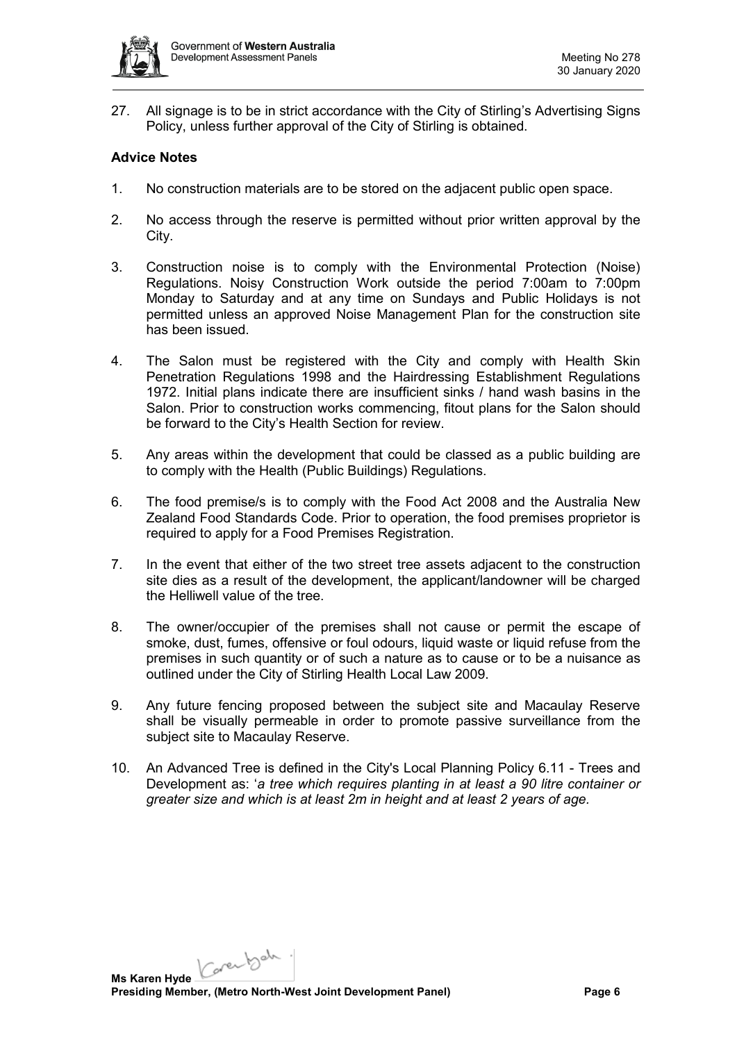27. All signage is to be in strict accordance with the City of Stirling's Advertising Signs Policy, unless further approval of the City of Stirling is obtained.

**Advice Notes**

1. No construction materials are to be stored on the adjacent public open space.

2. No access through the reserve is permitted without prior written approval by the City.

3. Construction noise is to comply with the Environmental Protection (Noise) Regulations. Noisy Construction Work outside the period 7:00am to 7:00pm Monday to Saturday and at any time on Sundays and Public Holidays is not permitted unless an approved Noise Management Plan for the construction site has been issued.

4. The Salon must be registered with the City and comply with Health Skin Penetration Regulations 1998 and the Hairdressing Establishment Regulations 1972. Initial plans indicate there are insufficient sinks / hand wash basins in the Salon. Prior to construction works commencing, fitout plans for the Salon should be forward to the City's Health Section for review.

5. Any areas within the development that could be classed as a public building are to comply with the Health (Public Buildings) Regulations.

6. The food premise/s is to comply with the Food Act 2008 and the Australia New Zealand Food Standards Code. Prior to operation, the food premises proprietor is required to apply for a Food Premises Registration.

7. In the event that either of the two street tree assets adjacent to the construction site dies as a result of the development, the applicant/landowner will be charged the Helliwell value of the tree.

8. The owner/occupier of the premises shall not cause or permit the escape of smoke, dust, fumes, offensive or foul odours, liquid waste or liquid refuse from the premises in such quantity or of such a nature as to cause or to be a nuisance as outlined under the City of Stirling Health Local Law 2009.

9. Any future fencing proposed between the subject site and Macaulay Reserve shall be visually permeable in order to promote passive surveillance from the subject site to Macaulay Reserve.

10. An Advanced Tree is defined in the City's Local Planning Policy 6.11 - Trees and Development as: '*a tree which requires planting in at least a 90 litre container or greater size and which is at least 2m in height and at least 2 years of age.*

**Ms Karen Hyde**
**Presiding Member, (Metro North-West Joint Development Panel)**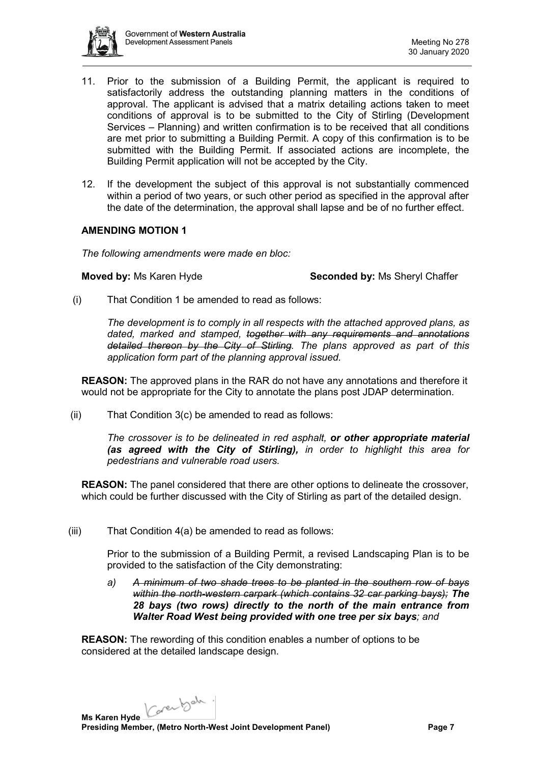11. Prior to the submission of a Building Permit, the applicant is required to satisfactorily address the outstanding planning matters in the conditions of approval. The applicant is advised that a matrix detailing actions taken to meet conditions of approval is to be submitted to the City of Stirling (Development Services – Planning) and written confirmation is to be received that all conditions are met prior to submitting a Building Permit. A copy of this confirmation is to be submitted with the Building Permit. If associated actions are incomplete, the Building Permit application will not be accepted by the City.

12. If the development the subject of this approval is not substantially commenced within a period of two years, or such other period as specified in the approval after the date of the determination, the approval shall lapse and be of no further effect.

**AMENDING MOTION 1**

*The following amendments were made en bloc:*

**Moved by:** Ms Karen Hyde **Seconded by:** Ms Sheryl Chaffer

(i) That Condition 1 be amended to read as follows:

*The development is to comply in all respects with the attached approved plans, as dated, marked and stamped, ~~together with any requirements and annotations detailed thereon by the City of Stirling~~. The plans approved as part of this application form part of the planning approval issued.*

**REASON:** The approved plans in the RAR do not have any annotations and therefore it would not be appropriate for the City to annotate the plans post JDAP determination.

(ii) That Condition 3(c) be amended to read as follows:

*The crossover is to be delineated in red asphalt, **or other appropriate material (as agreed with the City of Stirling),** in order to highlight this area for pedestrians and vulnerable road users.*

**REASON:** The panel considered that there are other options to delineate the crossover, which could be further discussed with the City of Stirling as part of the detailed design.

(iii) That Condition 4(a) be amended to read as follows:

Prior to the submission of a Building Permit, a revised Landscaping Plan is to be provided to the satisfaction of the City demonstrating:

*a) ~~A minimum of two shade trees to be planted in the southern row of bays within the north-western carpark (which contains 32 car parking bays);~~ **The 28 bays (two rows) directly to the north of the main entrance from Walter Road West being provided with one tree per six bays**; and*

**REASON:** The rewording of this condition enables a number of options to be considered at the detailed landscape design.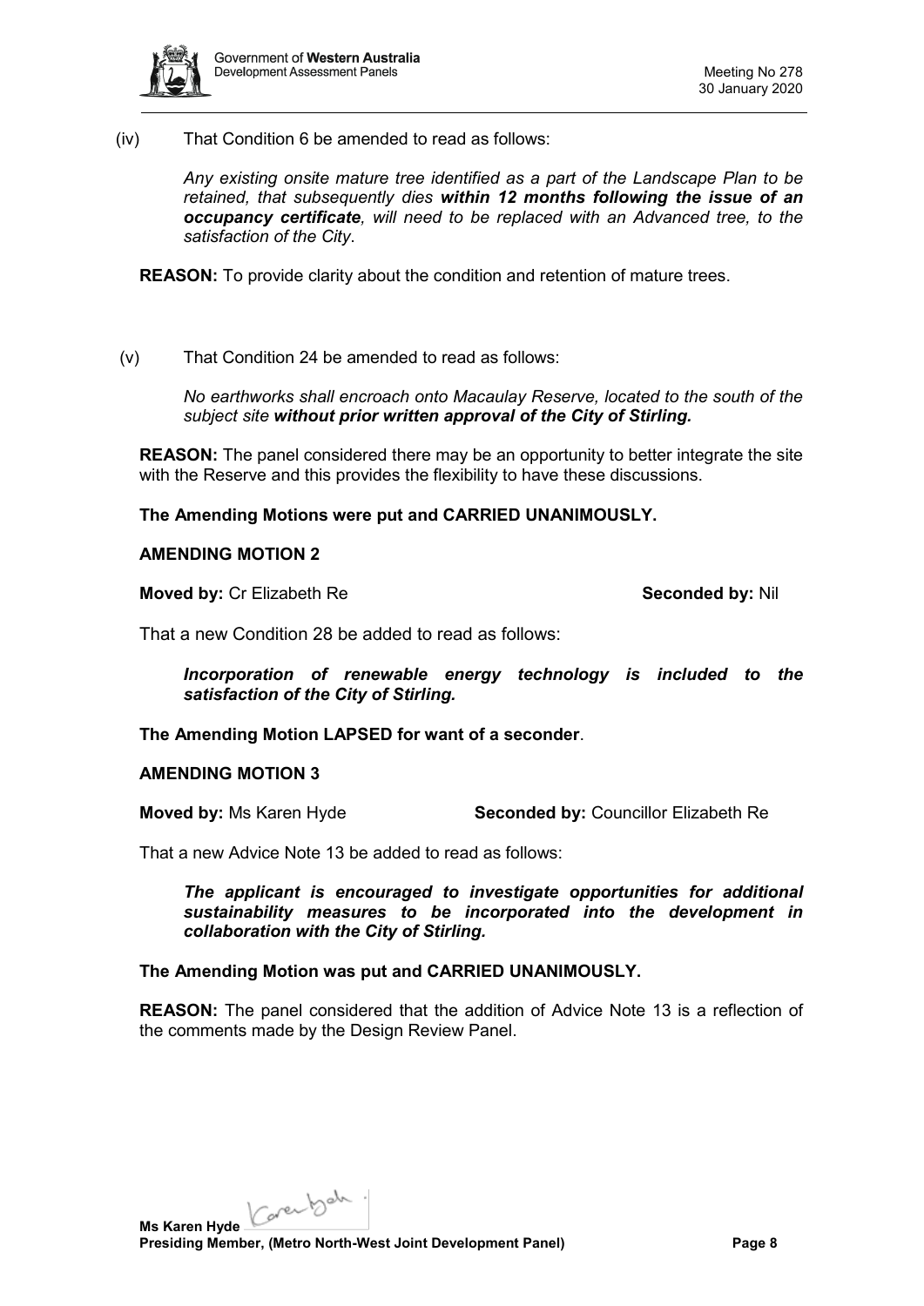(iv) That Condition 6 be amended to read as follows:

*Any existing onsite mature tree identified as a part of the Landscape Plan to be retained, that subsequently dies* ***within 12 months following the issue of an occupancy certificate****, will need to be replaced with an Advanced tree, to the satisfaction of the City.*

**REASON:** To provide clarity about the condition and retention of mature trees.

(v) That Condition 24 be amended to read as follows:

*No earthworks shall encroach onto Macaulay Reserve, located to the south of the subject site* ***without prior written approval of the City of Stirling.***

**REASON:** The panel considered there may be an opportunity to better integrate the site with the Reserve and this provides the flexibility to have these discussions.

**The Amending Motions were put and CARRIED UNANIMOUSLY.**

**AMENDING MOTION 2**

**Moved by:** Cr Elizabeth Re **Seconded by:** Nil

That a new Condition 28 be added to read as follows:

***Incorporation of renewable energy technology is included to the satisfaction of the City of Stirling.***

**The Amending Motion LAPSED for want of a seconder**.

**AMENDING MOTION 3**

**Moved by:** Ms Karen Hyde **Seconded by:** Councillor Elizabeth Re

That a new Advice Note 13 be added to read as follows:

***The applicant is encouraged to investigate opportunities for additional sustainability measures to be incorporated into the development in collaboration with the City of Stirling.***

**The Amending Motion was put and CARRIED UNANIMOUSLY.**

**REASON:** The panel considered that the addition of Advice Note 13 is a reflection of the comments made by the Design Review Panel.

**Ms Karen Hyde**
**Presiding Member, (Metro North-West Joint Development Panel)**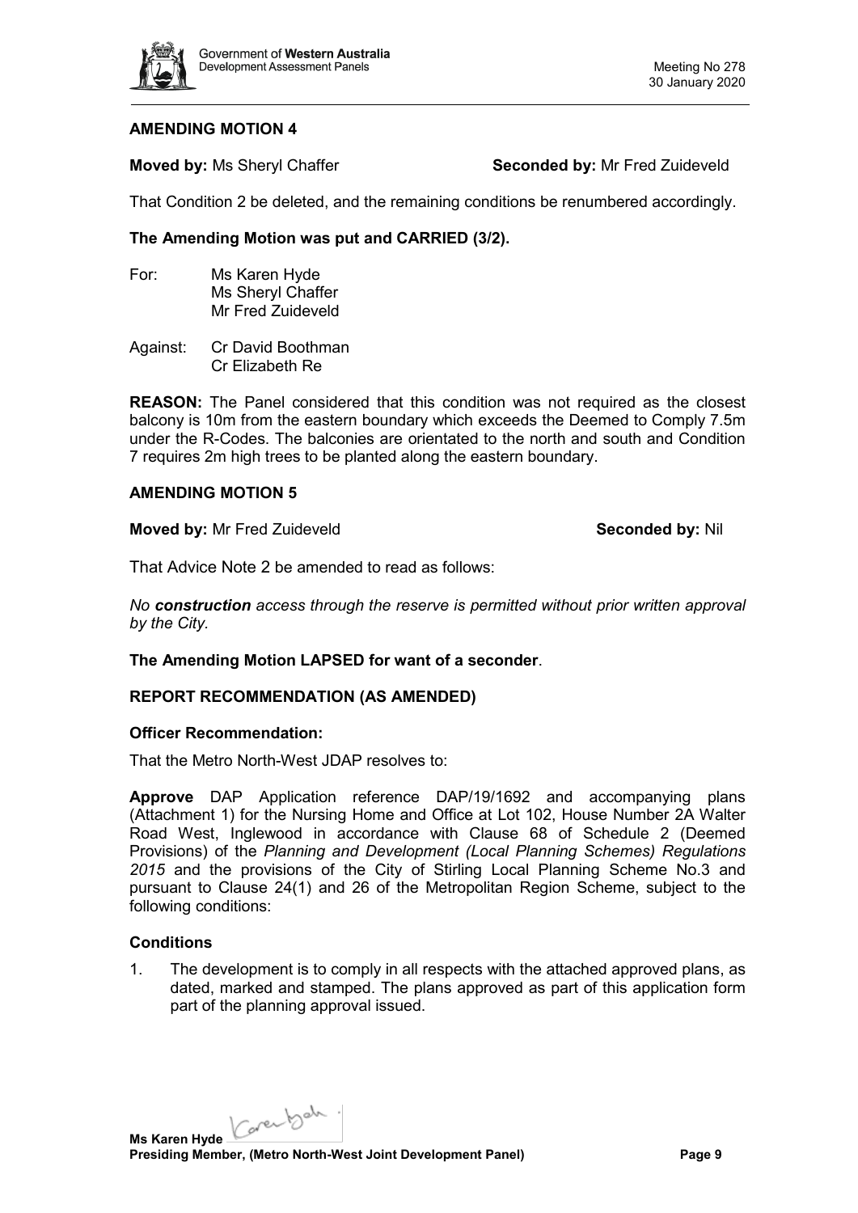**AMENDING MOTION 4**

**Moved by:** Ms Sheryl Chaffer **Seconded by:** Mr Fred Zuideveld

That Condition 2 be deleted, and the remaining conditions be renumbered accordingly.

**The Amending Motion was put and CARRIED (3/2).**

For: Ms Karen Hyde
Ms Sheryl Chaffer
Mr Fred Zuideveld

Against: Cr David Boothman
Cr Elizabeth Re

**REASON:** The Panel considered that this condition was not required as the closest balcony is 10m from the eastern boundary which exceeds the Deemed to Comply 7.5m under the R-Codes. The balconies are orientated to the north and south and Condition 7 requires 2m high trees to be planted along the eastern boundary.

**AMENDING MOTION 5**

**Moved by:** Mr Fred Zuideveld **Seconded by:** Nil

That Advice Note 2 be amended to read as follows:

*No* ***construction*** *access through the reserve is permitted without prior written approval by the City.*

**The Amending Motion LAPSED for want of a seconder**.

**REPORT RECOMMENDATION (AS AMENDED)**

**Officer Recommendation:**

That the Metro North-West JDAP resolves to:

**Approve** DAP Application reference DAP/19/1692 and accompanying plans (Attachment 1) for the Nursing Home and Office at Lot 102, House Number 2A Walter Road West, Inglewood in accordance with Clause 68 of Schedule 2 (Deemed Provisions) of the *Planning and Development (Local Planning Schemes) Regulations 2015* and the provisions of the City of Stirling Local Planning Scheme No.3 and pursuant to Clause 24(1) and 26 of the Metropolitan Region Scheme, subject to the following conditions:

**Conditions**

1. The development is to comply in all respects with the attached approved plans, as dated, marked and stamped. The plans approved as part of this application form part of the planning approval issued.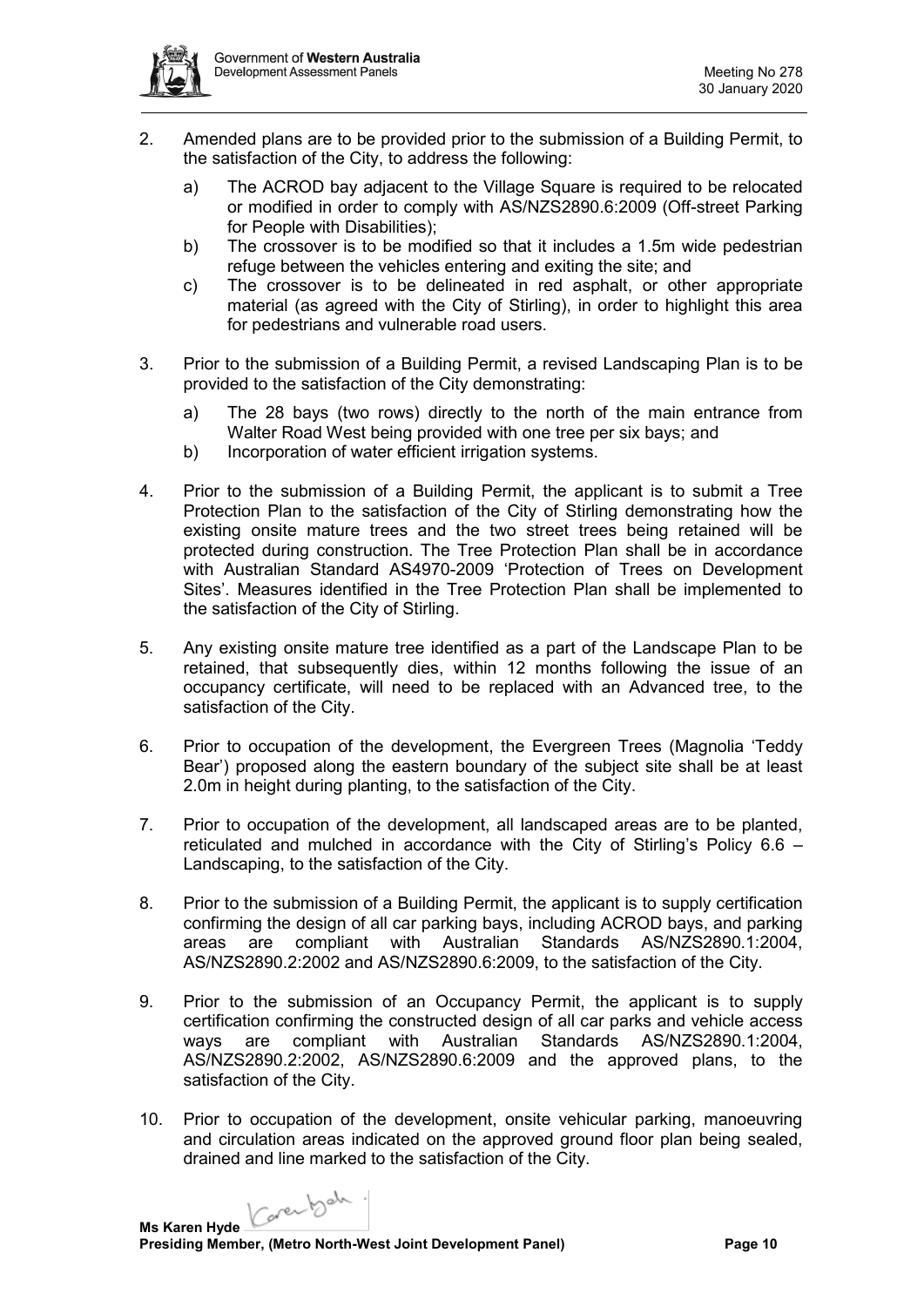2. Amended plans are to be provided prior to the submission of a Building Permit, to the satisfaction of the City, to address the following:

   a) The ACROD bay adjacent to the Village Square is required to be relocated or modified in order to comply with AS/NZS2890.6:2009 (Off-street Parking for People with Disabilities);
   b) The crossover is to be modified so that it includes a 1.5m wide pedestrian refuge between the vehicles entering and exiting the site; and
   c) The crossover is to be delineated in red asphalt, or other appropriate material (as agreed with the City of Stirling), in order to highlight this area for pedestrians and vulnerable road users.

3. Prior to the submission of a Building Permit, a revised Landscaping Plan is to be provided to the satisfaction of the City demonstrating:

   a) The 28 bays (two rows) directly to the north of the main entrance from Walter Road West being provided with one tree per six bays; and
   b) Incorporation of water efficient irrigation systems.

4. Prior to the submission of a Building Permit, the applicant is to submit a Tree Protection Plan to the satisfaction of the City of Stirling demonstrating how the existing onsite mature trees and the two street trees being retained will be protected during construction. The Tree Protection Plan shall be in accordance with Australian Standard AS4970-2009 'Protection of Trees on Development Sites'. Measures identified in the Tree Protection Plan shall be implemented to the satisfaction of the City of Stirling.

5. Any existing onsite mature tree identified as a part of the Landscape Plan to be retained, that subsequently dies, within 12 months following the issue of an occupancy certificate, will need to be replaced with an Advanced tree, to the satisfaction of the City.

6. Prior to occupation of the development, the Evergreen Trees (Magnolia 'Teddy Bear') proposed along the eastern boundary of the subject site shall be at least 2.0m in height during planting, to the satisfaction of the City.

7. Prior to occupation of the development, all landscaped areas are to be planted, reticulated and mulched in accordance with the City of Stirling's Policy 6.6 – Landscaping, to the satisfaction of the City.

8. Prior to the submission of a Building Permit, the applicant is to supply certification confirming the design of all car parking bays, including ACROD bays, and parking areas are compliant with Australian Standards AS/NZS2890.1:2004, AS/NZS2890.2:2002 and AS/NZS2890.6:2009, to the satisfaction of the City.

9. Prior to the submission of an Occupancy Permit, the applicant is to supply certification confirming the constructed design of all car parks and vehicle access ways are compliant with Australian Standards AS/NZS2890.1:2004, AS/NZS2890.2:2002, AS/NZS2890.6:2009 and the approved plans, to the satisfaction of the City.

10. Prior to occupation of the development, onsite vehicular parking, manoeuvring and circulation areas indicated on the approved ground floor plan being sealed, drained and line marked to the satisfaction of the City.

**Ms Karen Hyde**
**Presiding Member, (Metro North-West Joint Development Panel)**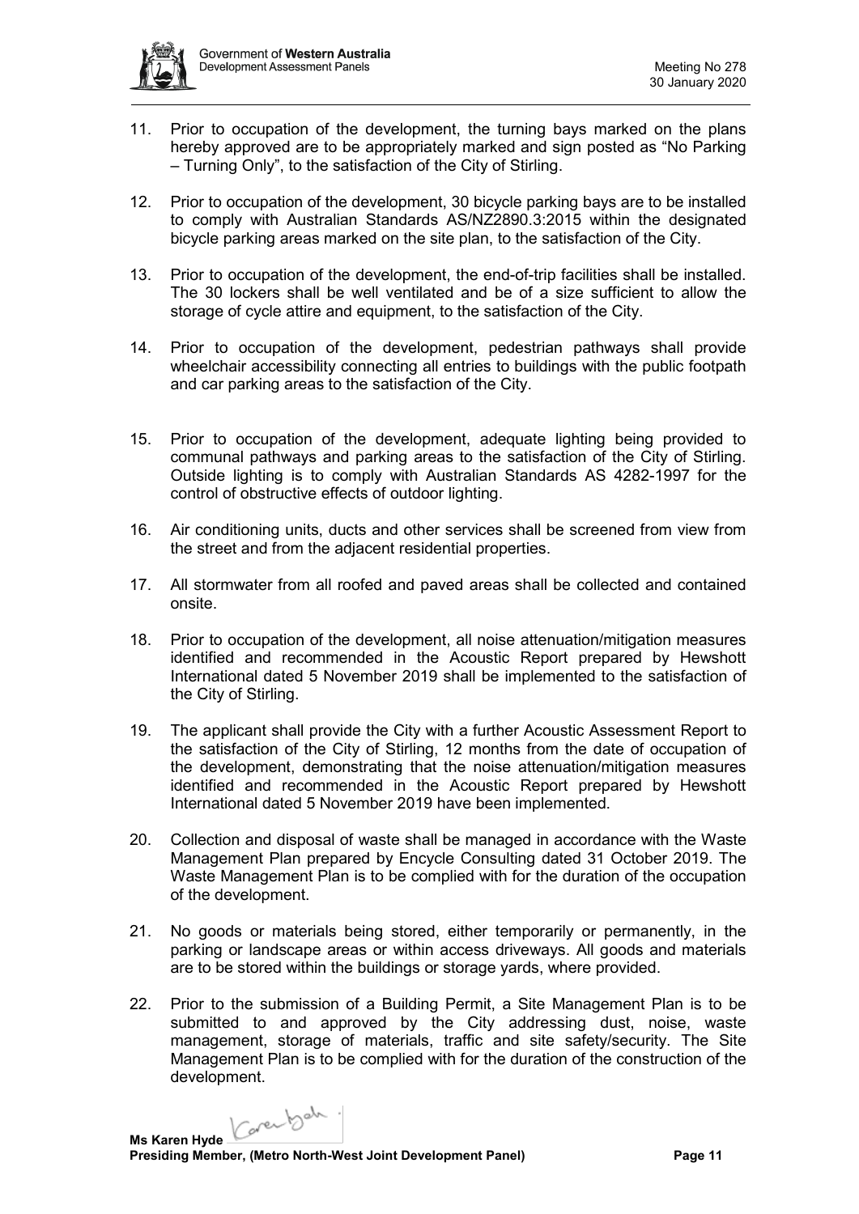11. Prior to occupation of the development, the turning bays marked on the plans hereby approved are to be appropriately marked and sign posted as "No Parking – Turning Only", to the satisfaction of the City of Stirling.

12. Prior to occupation of the development, 30 bicycle parking bays are to be installed to comply with Australian Standards AS/NZ2890.3:2015 within the designated bicycle parking areas marked on the site plan, to the satisfaction of the City.

13. Prior to occupation of the development, the end-of-trip facilities shall be installed. The 30 lockers shall be well ventilated and be of a size sufficient to allow the storage of cycle attire and equipment, to the satisfaction of the City.

14. Prior to occupation of the development, pedestrian pathways shall provide wheelchair accessibility connecting all entries to buildings with the public footpath and car parking areas to the satisfaction of the City.

15. Prior to occupation of the development, adequate lighting being provided to communal pathways and parking areas to the satisfaction of the City of Stirling. Outside lighting is to comply with Australian Standards AS 4282-1997 for the control of obstructive effects of outdoor lighting.

16. Air conditioning units, ducts and other services shall be screened from view from the street and from the adjacent residential properties.

17. All stormwater from all roofed and paved areas shall be collected and contained onsite.

18. Prior to occupation of the development, all noise attenuation/mitigation measures identified and recommended in the Acoustic Report prepared by Hewshott International dated 5 November 2019 shall be implemented to the satisfaction of the City of Stirling.

19. The applicant shall provide the City with a further Acoustic Assessment Report to the satisfaction of the City of Stirling, 12 months from the date of occupation of the development, demonstrating that the noise attenuation/mitigation measures identified and recommended in the Acoustic Report prepared by Hewshott International dated 5 November 2019 have been implemented.

20. Collection and disposal of waste shall be managed in accordance with the Waste Management Plan prepared by Encycle Consulting dated 31 October 2019. The Waste Management Plan is to be complied with for the duration of the occupation of the development.

21. No goods or materials being stored, either temporarily or permanently, in the parking or landscape areas or within access driveways. All goods and materials are to be stored within the buildings or storage yards, where provided.

22. Prior to the submission of a Building Permit, a Site Management Plan is to be submitted to and approved by the City addressing dust, noise, waste management, storage of materials, traffic and site safety/security. The Site Management Plan is to be complied with for the duration of the construction of the development.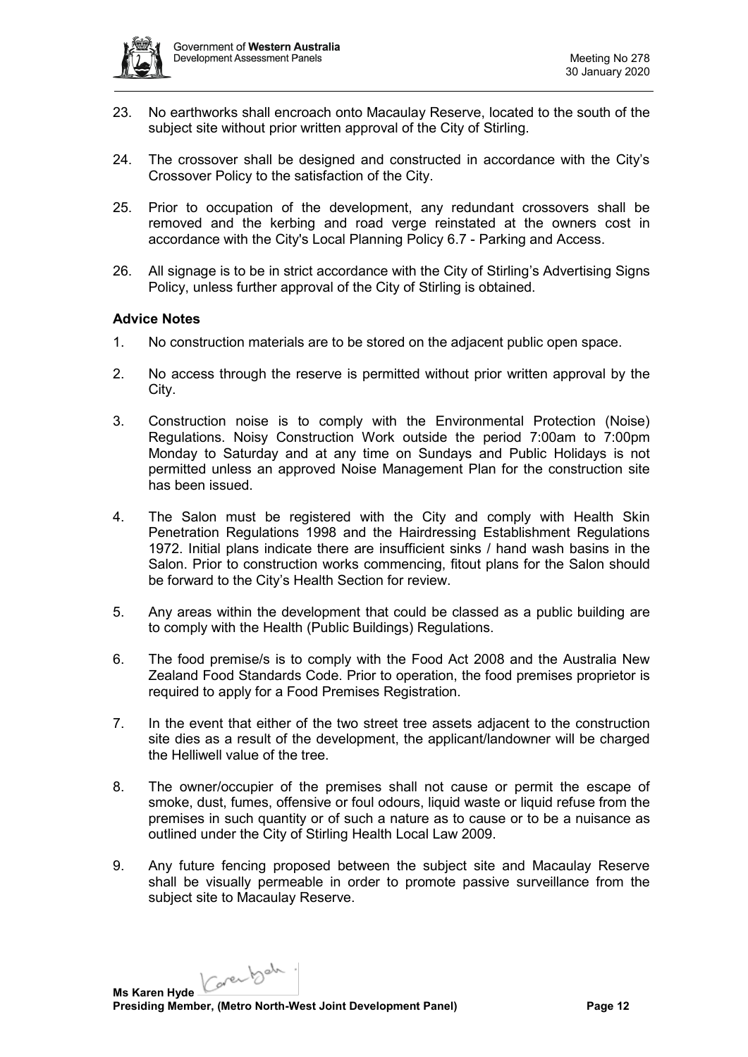23. No earthworks shall encroach onto Macaulay Reserve, located to the south of the subject site without prior written approval of the City of Stirling.

24. The crossover shall be designed and constructed in accordance with the City's Crossover Policy to the satisfaction of the City.

25. Prior to occupation of the development, any redundant crossovers shall be removed and the kerbing and road verge reinstated at the owners cost in accordance with the City's Local Planning Policy 6.7 - Parking and Access.

26. All signage is to be in strict accordance with the City of Stirling's Advertising Signs Policy, unless further approval of the City of Stirling is obtained.

**Advice Notes**

1. No construction materials are to be stored on the adjacent public open space.

2. No access through the reserve is permitted without prior written approval by the City.

3. Construction noise is to comply with the Environmental Protection (Noise) Regulations. Noisy Construction Work outside the period 7:00am to 7:00pm Monday to Saturday and at any time on Sundays and Public Holidays is not permitted unless an approved Noise Management Plan for the construction site has been issued.

4. The Salon must be registered with the City and comply with Health Skin Penetration Regulations 1998 and the Hairdressing Establishment Regulations 1972. Initial plans indicate there are insufficient sinks / hand wash basins in the Salon. Prior to construction works commencing, fitout plans for the Salon should be forward to the City's Health Section for review.

5. Any areas within the development that could be classed as a public building are to comply with the Health (Public Buildings) Regulations.

6. The food premise/s is to comply with the Food Act 2008 and the Australia New Zealand Food Standards Code. Prior to operation, the food premises proprietor is required to apply for a Food Premises Registration.

7. In the event that either of the two street tree assets adjacent to the construction site dies as a result of the development, the applicant/landowner will be charged the Helliwell value of the tree.

8. The owner/occupier of the premises shall not cause or permit the escape of smoke, dust, fumes, offensive or foul odours, liquid waste or liquid refuse from the premises in such quantity or of such a nature as to cause or to be a nuisance as outlined under the City of Stirling Health Local Law 2009.

9. Any future fencing proposed between the subject site and Macaulay Reserve shall be visually permeable in order to promote passive surveillance from the subject site to Macaulay Reserve.

**Ms Karen Hyde**
**Presiding Member, (Metro North-West Joint Development Panel)**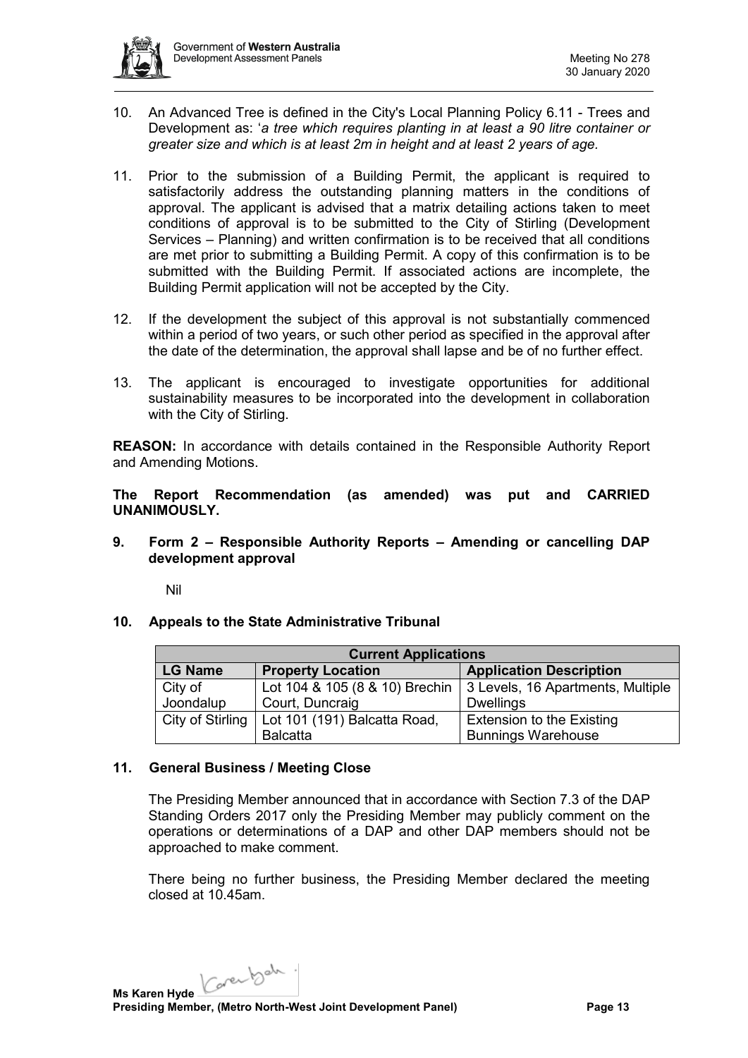10. An Advanced Tree is defined in the City's Local Planning Policy 6.11 - Trees and Development as: '*a tree which requires planting in at least a 90 litre container or greater size and which is at least 2m in height and at least 2 years of age.*

11. Prior to the submission of a Building Permit, the applicant is required to satisfactorily address the outstanding planning matters in the conditions of approval. The applicant is advised that a matrix detailing actions taken to meet conditions of approval is to be submitted to the City of Stirling (Development Services – Planning) and written confirmation is to be received that all conditions are met prior to submitting a Building Permit. A copy of this confirmation is to be submitted with the Building Permit. If associated actions are incomplete, the Building Permit application will not be accepted by the City.

12. If the development the subject of this approval is not substantially commenced within a period of two years, or such other period as specified in the approval after the date of the determination, the approval shall lapse and be of no further effect.

13. The applicant is encouraged to investigate opportunities for additional sustainability measures to be incorporated into the development in collaboration with the City of Stirling.

**REASON:** In accordance with details contained in the Responsible Authority Report and Amending Motions.

**The Report Recommendation (as amended) was put and CARRIED UNANIMOUSLY.**

## 9. Form 2 – Responsible Authority Reports – Amending or cancelling DAP development approval

Nil

## 10. Appeals to the State Administrative Tribunal

| Current Applications | | |
|---|---|---|
| **LG Name** | **Property Location** | **Application Description** |
| City of Joondalup | Lot 104 & 105 (8 & 10) Brechin Court, Duncraig | 3 Levels, 16 Apartments, Multiple Dwellings |
| City of Stirling | Lot 101 (191) Balcatta Road, Balcatta | Extension to the Existing Bunnings Warehouse |

## 11. General Business / Meeting Close

The Presiding Member announced that in accordance with Section 7.3 of the DAP Standing Orders 2017 only the Presiding Member may publicly comment on the operations or determinations of a DAP and other DAP members should not be approached to make comment.

There being no further business, the Presiding Member declared the meeting closed at 10.45am.

**Ms Karen Hyde**
**Presiding Member, (Metro North-West Joint Development Panel)**